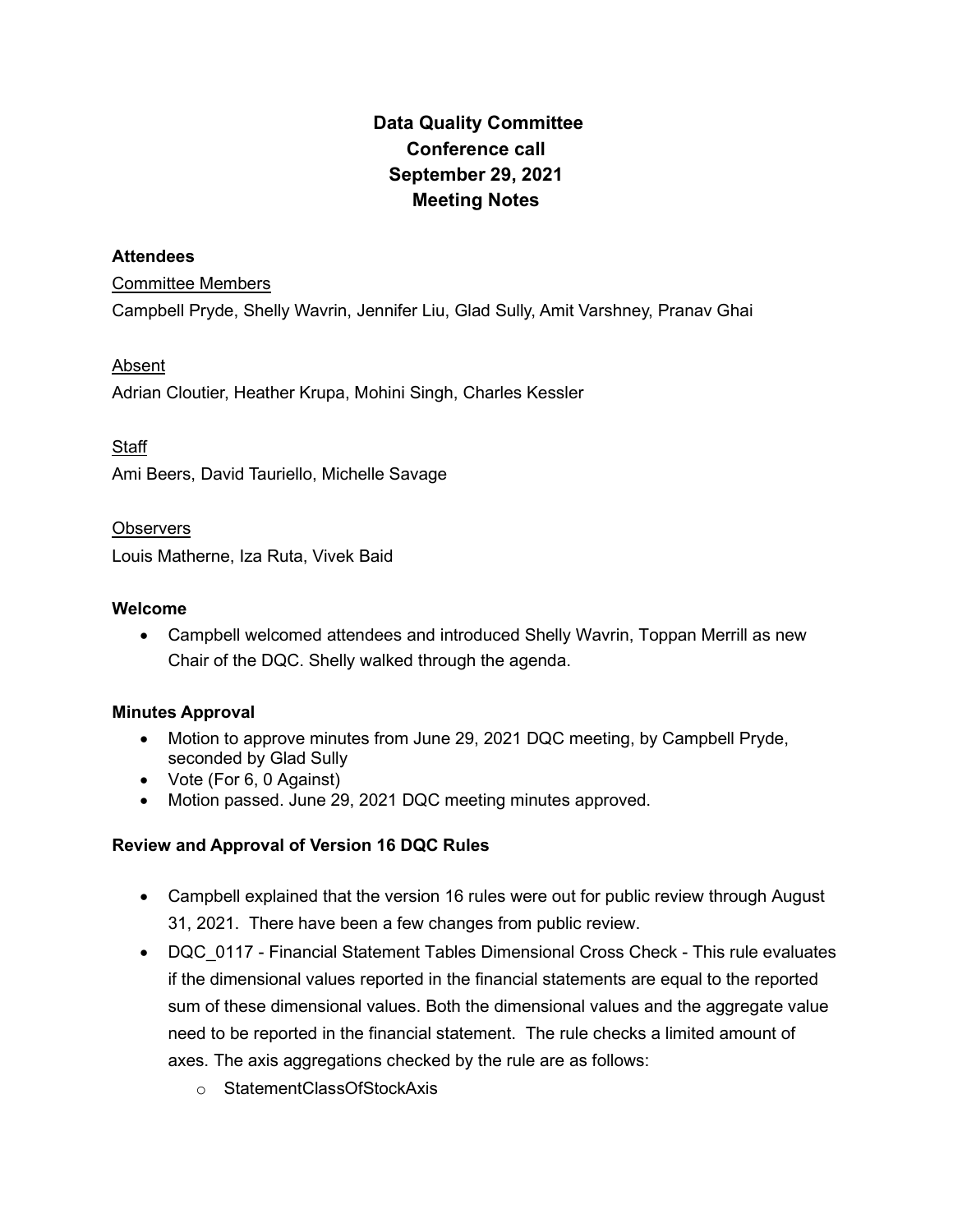# Data Quality Committee
# Conference call
# September 29, 2021
# Meeting Notes

**Attendees**

Committee Members

Campbell Pryde, Shelly Wavrin, Jennifer Liu, Glad Sully, Amit Varshney, Pranav Ghai

Absent

Adrian Cloutier, Heather Krupa, Mohini Singh, Charles Kessler

Staff

Ami Beers, David Tauriello, Michelle Savage

Observers

Louis Matherne, Iza Ruta, Vivek Baid

**Welcome**

- Campbell welcomed attendees and introduced Shelly Wavrin, Toppan Merrill as new Chair of the DQC. Shelly walked through the agenda.

**Minutes Approval**

- Motion to approve minutes from June 29, 2021 DQC meeting, by Campbell Pryde, seconded by Glad Sully
- Vote (For 6, 0 Against)
- Motion passed. June 29, 2021 DQC meeting minutes approved.

**Review and Approval of Version 16 DQC Rules**

- Campbell explained that the version 16 rules were out for public review through August 31, 2021. There have been a few changes from public review.
- DQC_0117 - Financial Statement Tables Dimensional Cross Check - This rule evaluates if the dimensional values reported in the financial statements are equal to the reported sum of these dimensional values. Both the dimensional values and the aggregate value need to be reported in the financial statement. The rule checks a limited amount of axes. The axis aggregations checked by the rule are as follows:
  - StatementClassOfStockAxis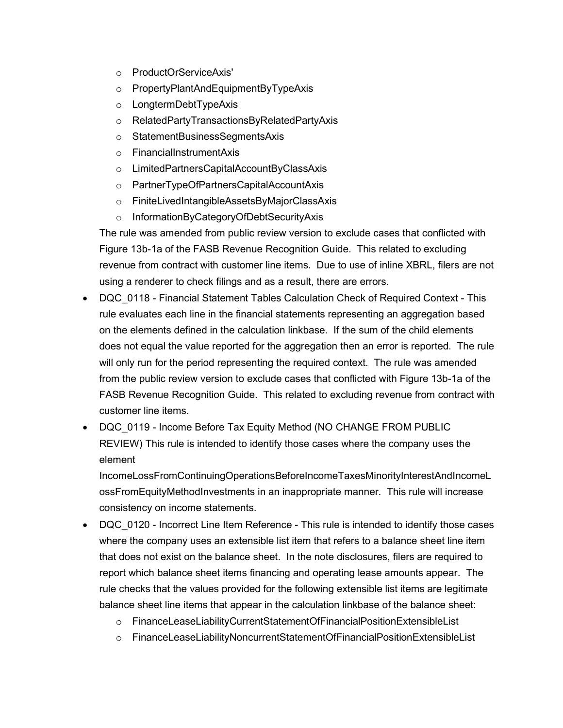- ProductOrServiceAxis'
  - PropertyPlantAndEquipmentByTypeAxis
  - LongtermDebtTypeAxis
  - RelatedPartyTransactionsByRelatedPartyAxis
  - StatementBusinessSegmentsAxis
  - FinancialInstrumentAxis
  - LimitedPartnersCapitalAccountByClassAxis
  - PartnerTypeOfPartnersCapitalAccountAxis
  - FiniteLivedIntangibleAssetsByMajorClassAxis
  - InformationByCategoryOfDebtSecurityAxis

  The rule was amended from public review version to exclude cases that conflicted with Figure 13b-1a of the FASB Revenue Recognition Guide. This related to excluding revenue from contract with customer line items. Due to use of inline XBRL, filers are not using a renderer to check filings and as a result, there are errors.

- DQC_0118 - Financial Statement Tables Calculation Check of Required Context - This rule evaluates each line in the financial statements representing an aggregation based on the elements defined in the calculation linkbase. If the sum of the child elements does not equal the value reported for the aggregation then an error is reported. The rule will only run for the period representing the required context. The rule was amended from the public review version to exclude cases that conflicted with Figure 13b-1a of the FASB Revenue Recognition Guide. This related to excluding revenue from contract with customer line items.
- DQC_0119 - Income Before Tax Equity Method (NO CHANGE FROM PUBLIC REVIEW) This rule is intended to identify those cases where the company uses the element IncomeLossFromContinuingOperationsBeforeIncomeTaxesMinorityInterestAndIncomeLossFromEquityMethodInvestments in an inappropriate manner. This rule will increase consistency on income statements.
- DQC_0120 - Incorrect Line Item Reference - This rule is intended to identify those cases where the company uses an extensible list item that refers to a balance sheet line item that does not exist on the balance sheet. In the note disclosures, filers are required to report which balance sheet items financing and operating lease amounts appear. The rule checks that the values provided for the following extensible list items are legitimate balance sheet line items that appear in the calculation linkbase of the balance sheet:
  - FinanceLeaseLiabilityCurrentStatementOfFinancialPositionExtensibleList
  - FinanceLeaseLiabilityNoncurrentStatementOfFinancialPositionExtensibleList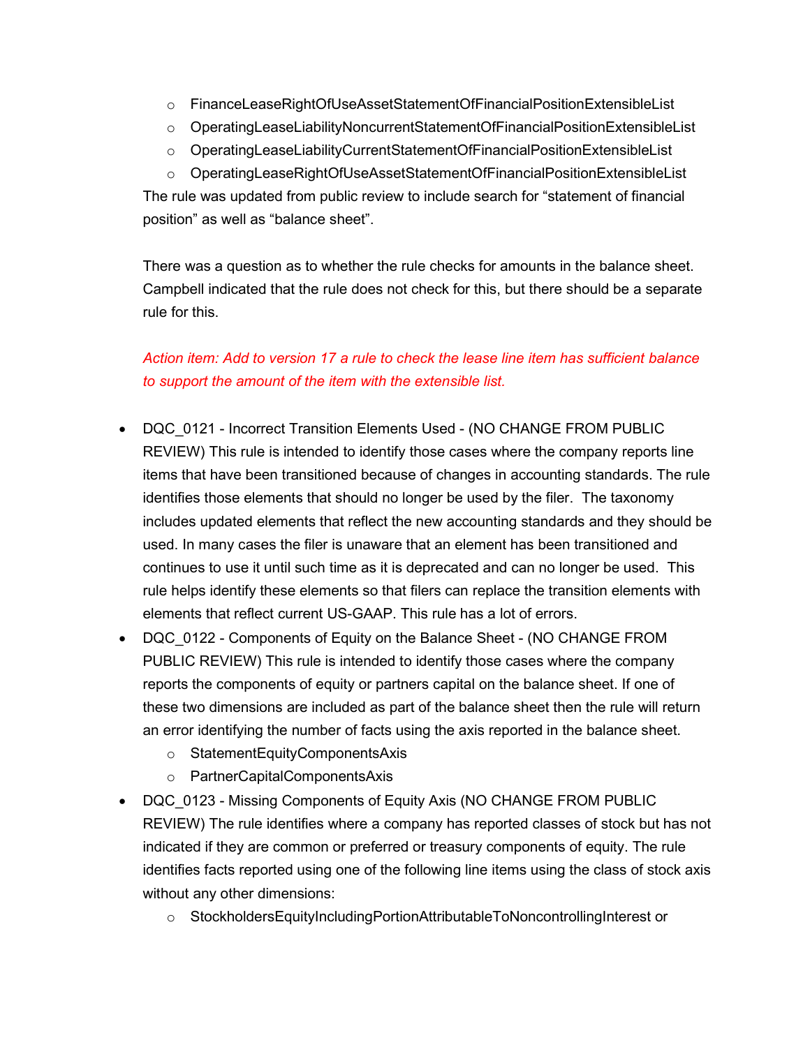- FinanceLeaseRightOfUseAssetStatementOfFinancialPositionExtensibleList
    - OperatingLeaseLiabilityNoncurrentStatementOfFinancialPositionExtensibleList
    - OperatingLeaseLiabilityCurrentStatementOfFinancialPositionExtensibleList
    - OperatingLeaseRightOfUseAssetStatementOfFinancialPositionExtensibleList

  The rule was updated from public review to include search for "statement of financial position" as well as "balance sheet".

  There was a question as to whether the rule checks for amounts in the balance sheet. Campbell indicated that the rule does not check for this, but there should be a separate rule for this.

  *Action item: Add to version 17 a rule to check the lease line item has sufficient balance to support the amount of the item with the extensible list.*

- DQC_0121 - Incorrect Transition Elements Used - (NO CHANGE FROM PUBLIC REVIEW) This rule is intended to identify those cases where the company reports line items that have been transitioned because of changes in accounting standards. The rule identifies those elements that should no longer be used by the filer. The taxonomy includes updated elements that reflect the new accounting standards and they should be used. In many cases the filer is unaware that an element has been transitioned and continues to use it until such time as it is deprecated and can no longer be used. This rule helps identify these elements so that filers can replace the transition elements with elements that reflect current US-GAAP. This rule has a lot of errors.
- DQC_0122 - Components of Equity on the Balance Sheet - (NO CHANGE FROM PUBLIC REVIEW) This rule is intended to identify those cases where the company reports the components of equity or partners capital on the balance sheet. If one of these two dimensions are included as part of the balance sheet then the rule will return an error identifying the number of facts using the axis reported in the balance sheet.
    - StatementEquityComponentsAxis
    - PartnerCapitalComponentsAxis
- DQC_0123 - Missing Components of Equity Axis (NO CHANGE FROM PUBLIC REVIEW) The rule identifies where a company has reported classes of stock but has not indicated if they are common or preferred or treasury components of equity. The rule identifies facts reported using one of the following line items using the class of stock axis without any other dimensions:
    - StockholdersEquityIncludingPortionAttributableToNoncontrollingInterest or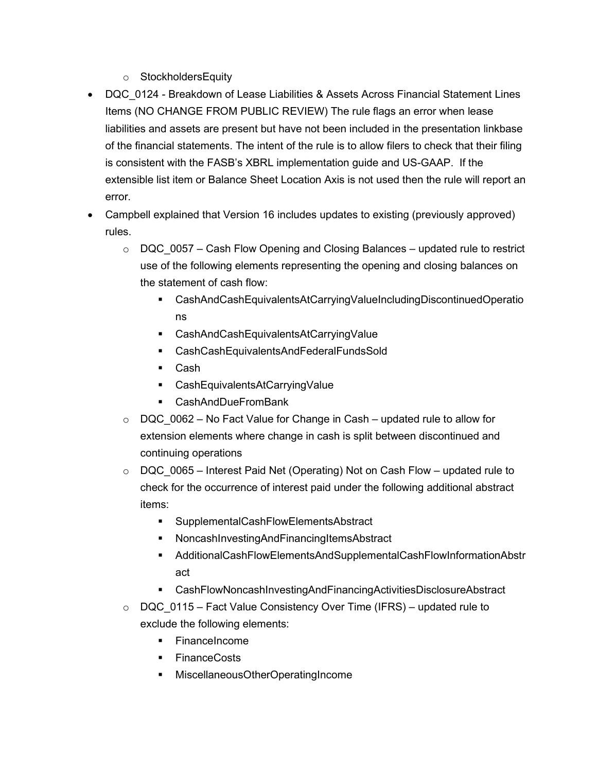- StockholdersEquity
- DQC_0124 - Breakdown of Lease Liabilities & Assets Across Financial Statement Lines Items (NO CHANGE FROM PUBLIC REVIEW) The rule flags an error when lease liabilities and assets are present but have not been included in the presentation linkbase of the financial statements. The intent of the rule is to allow filers to check that their filing is consistent with the FASB's XBRL implementation guide and US-GAAP. If the extensible list item or Balance Sheet Location Axis is not used then the rule will report an error.
- Campbell explained that Version 16 includes updates to existing (previously approved) rules.
  - DQC_0057 – Cash Flow Opening and Closing Balances – updated rule to restrict use of the following elements representing the opening and closing balances on the statement of cash flow:
    - CashAndCashEquivalentsAtCarryingValueIncludingDiscontinuedOperations
    - CashAndCashEquivalentsAtCarryingValue
    - CashCashEquivalentsAndFederalFundsSold
    - Cash
    - CashEquivalentsAtCarryingValue
    - CashAndDueFromBank
  - DQC_0062 – No Fact Value for Change in Cash – updated rule to allow for extension elements where change in cash is split between discontinued and continuing operations
  - DQC_0065 – Interest Paid Net (Operating) Not on Cash Flow – updated rule to check for the occurrence of interest paid under the following additional abstract items:
    - SupplementalCashFlowElementsAbstract
    - NoncashInvestingAndFinancingItemsAbstract
    - AdditionalCashFlowElementsAndSupplementalCashFlowInformationAbstract
    - CashFlowNoncashInvestingAndFinancingActivitiesDisclosureAbstract
  - DQC_0115 – Fact Value Consistency Over Time (IFRS) – updated rule to exclude the following elements:
    - FinanceIncome
    - FinanceCosts
    - MiscellaneousOtherOperatingIncome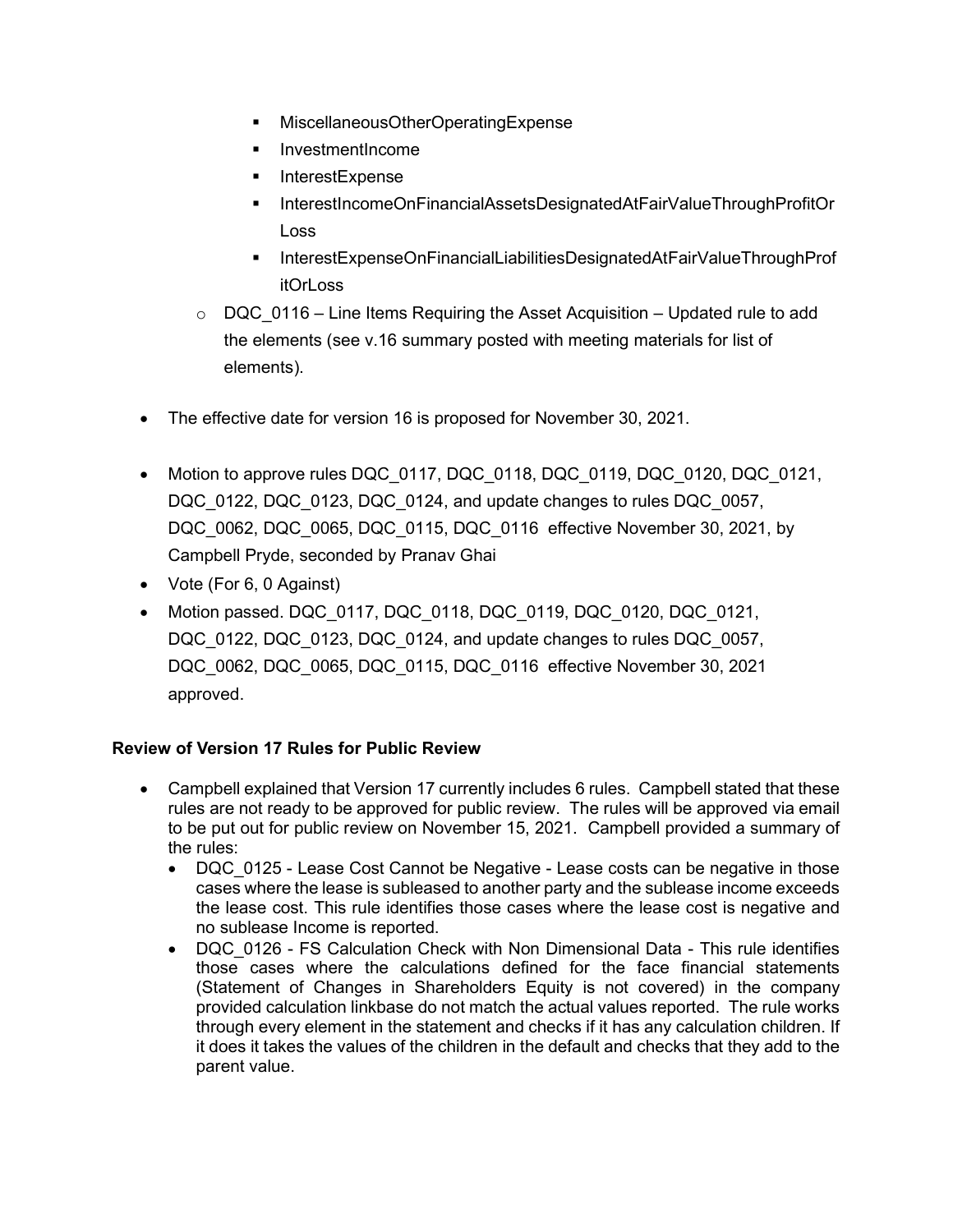- MiscellaneousOtherOperatingExpense
        - InvestmentIncome
        - InterestExpense
        - InterestIncomeOnFinancialAssetsDesignatedAtFairValueThroughProfitOrLoss
        - InterestExpenseOnFinancialLiabilitiesDesignatedAtFairValueThroughProfitOrLoss
    - DQC_0116 – Line Items Requiring the Asset Acquisition – Updated rule to add the elements (see v.16 summary posted with meeting materials for list of elements).

- The effective date for version 16 is proposed for November 30, 2021.
- Motion to approve rules DQC_0117, DQC_0118, DQC_0119, DQC_0120, DQC_0121, DQC_0122, DQC_0123, DQC_0124, and update changes to rules DQC_0057, DQC_0062, DQC_0065, DQC_0115, DQC_0116 effective November 30, 2021, by Campbell Pryde, seconded by Pranav Ghai
- Vote (For 6, 0 Against)
- Motion passed. DQC_0117, DQC_0118, DQC_0119, DQC_0120, DQC_0121, DQC_0122, DQC_0123, DQC_0124, and update changes to rules DQC_0057, DQC_0062, DQC_0065, DQC_0115, DQC_0116 effective November 30, 2021 approved.

**Review of Version 17 Rules for Public Review**

- Campbell explained that Version 17 currently includes 6 rules. Campbell stated that these rules are not ready to be approved for public review. The rules will be approved via email to be put out for public review on November 15, 2021. Campbell provided a summary of the rules:
    - DQC_0125 - Lease Cost Cannot be Negative - Lease costs can be negative in those cases where the lease is subleased to another party and the sublease income exceeds the lease cost. This rule identifies those cases where the lease cost is negative and no sublease Income is reported.
    - DQC_0126 - FS Calculation Check with Non Dimensional Data - This rule identifies those cases where the calculations defined for the face financial statements (Statement of Changes in Shareholders Equity is not covered) in the company provided calculation linkbase do not match the actual values reported. The rule works through every element in the statement and checks if it has any calculation children. If it does it takes the values of the children in the default and checks that they add to the parent value.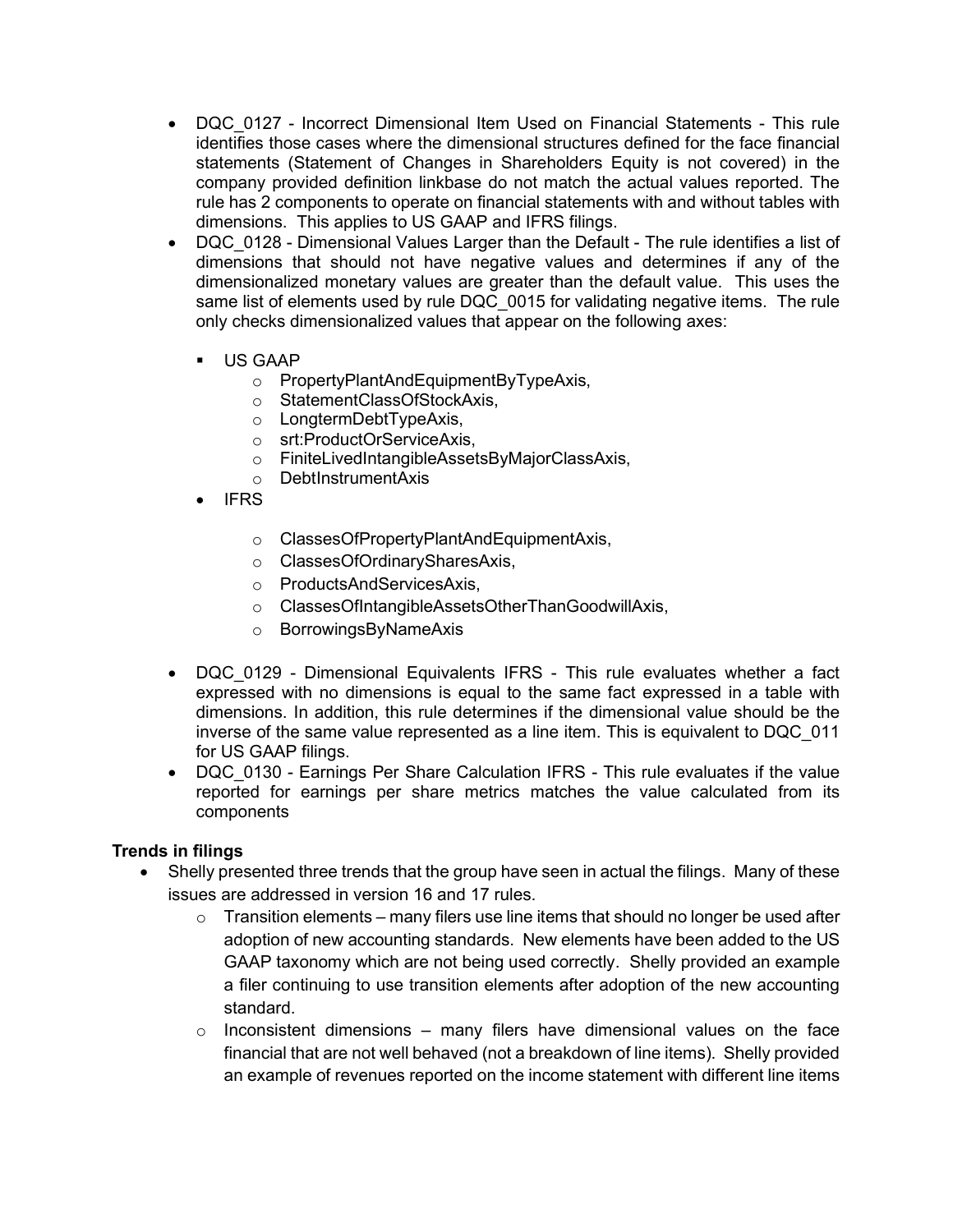- DQC_0127 - Incorrect Dimensional Item Used on Financial Statements - This rule identifies those cases where the dimensional structures defined for the face financial statements (Statement of Changes in Shareholders Equity is not covered) in the company provided definition linkbase do not match the actual values reported. The rule has 2 components to operate on financial statements with and without tables with dimensions. This applies to US GAAP and IFRS filings.
- DQC_0128 - Dimensional Values Larger than the Default - The rule identifies a list of dimensions that should not have negative values and determines if any of the dimensionalized monetary values are greater than the default value. This uses the same list of elements used by rule DQC_0015 for validating negative items. The rule only checks dimensionalized values that appear on the following axes:
  - US GAAP
    - PropertyPlantAndEquipmentByTypeAxis,
    - StatementClassOfStockAxis,
    - LongtermDebtTypeAxis,
    - srt:ProductOrServiceAxis,
    - FiniteLivedIntangibleAssetsByMajorClassAxis,
    - DebtInstrumentAxis
  - IFRS
    - ClassesOfPropertyPlantAndEquipmentAxis,
    - ClassesOfOrdinarySharesAxis,
    - ProductsAndServicesAxis,
    - ClassesOfIntangibleAssetsOtherThanGoodwillAxis,
    - BorrowingsByNameAxis
- DQC_0129 - Dimensional Equivalents IFRS - This rule evaluates whether a fact expressed with no dimensions is equal to the same fact expressed in a table with dimensions. In addition, this rule determines if the dimensional value should be the inverse of the same value represented as a line item. This is equivalent to DQC_011 for US GAAP filings.
- DQC_0130 - Earnings Per Share Calculation IFRS - This rule evaluates if the value reported for earnings per share metrics matches the value calculated from its components

**Trends in filings**

- Shelly presented three trends that the group have seen in actual the filings. Many of these issues are addressed in version 16 and 17 rules.
  - Transition elements – many filers use line items that should no longer be used after adoption of new accounting standards. New elements have been added to the US GAAP taxonomy which are not being used correctly. Shelly provided an example a filer continuing to use transition elements after adoption of the new accounting standard.
  - Inconsistent dimensions – many filers have dimensional values on the face financial that are not well behaved (not a breakdown of line items). Shelly provided an example of revenues reported on the income statement with different line items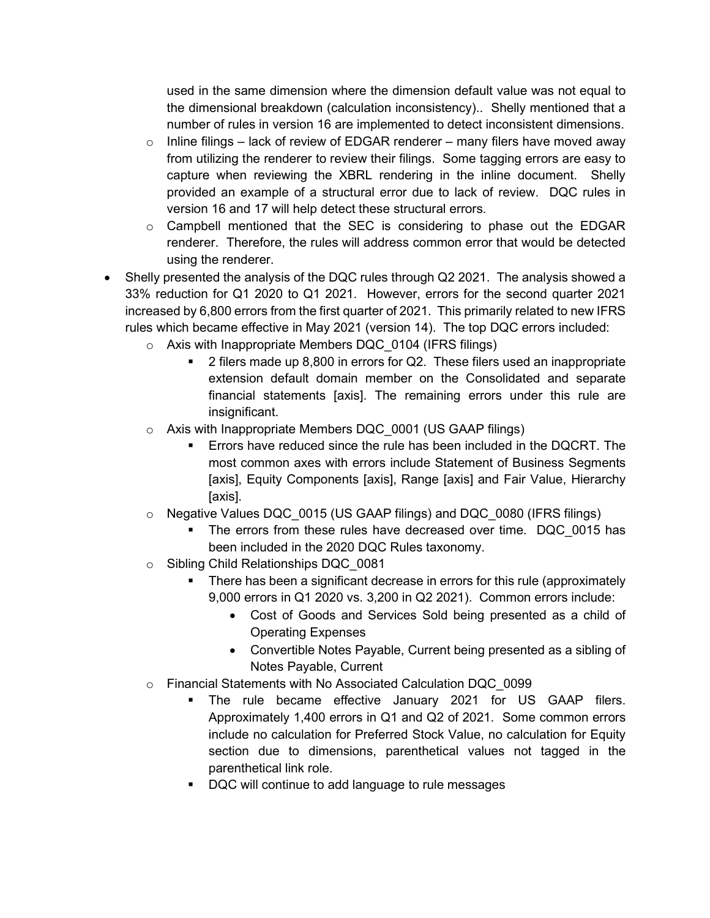used in the same dimension where the dimension default value was not equal to the dimensional breakdown (calculation inconsistency).. Shelly mentioned that a number of rules in version 16 are implemented to detect inconsistent dimensions.

  - Inline filings – lack of review of EDGAR renderer – many filers have moved away from utilizing the renderer to review their filings. Some tagging errors are easy to capture when reviewing the XBRL rendering in the inline document. Shelly provided an example of a structural error due to lack of review. DQC rules in version 16 and 17 will help detect these structural errors.
  - Campbell mentioned that the SEC is considering to phase out the EDGAR renderer. Therefore, the rules will address common error that would be detected using the renderer.

- Shelly presented the analysis of the DQC rules through Q2 2021. The analysis showed a 33% reduction for Q1 2020 to Q1 2021. However, errors for the second quarter 2021 increased by 6,800 errors from the first quarter of 2021. This primarily related to new IFRS rules which became effective in May 2021 (version 14). The top DQC errors included:
  - Axis with Inappropriate Members DQC_0104 (IFRS filings)
    - 2 filers made up 8,800 in errors for Q2. These filers used an inappropriate extension default domain member on the Consolidated and separate financial statements [axis]. The remaining errors under this rule are insignificant.
  - Axis with Inappropriate Members DQC_0001 (US GAAP filings)
    - Errors have reduced since the rule has been included in the DQCRT. The most common axes with errors include Statement of Business Segments [axis], Equity Components [axis], Range [axis] and Fair Value, Hierarchy [axis].
  - Negative Values DQC_0015 (US GAAP filings) and DQC_0080 (IFRS filings)
    - The errors from these rules have decreased over time. DQC_0015 has been included in the 2020 DQC Rules taxonomy.
  - Sibling Child Relationships DQC_0081
    - There has been a significant decrease in errors for this rule (approximately 9,000 errors in Q1 2020 vs. 3,200 in Q2 2021). Common errors include:
      - Cost of Goods and Services Sold being presented as a child of Operating Expenses
      - Convertible Notes Payable, Current being presented as a sibling of Notes Payable, Current
  - Financial Statements with No Associated Calculation DQC_0099
    - The rule became effective January 2021 for US GAAP filers. Approximately 1,400 errors in Q1 and Q2 of 2021. Some common errors include no calculation for Preferred Stock Value, no calculation for Equity section due to dimensions, parenthetical values not tagged in the parenthetical link role.
    - DQC will continue to add language to rule messages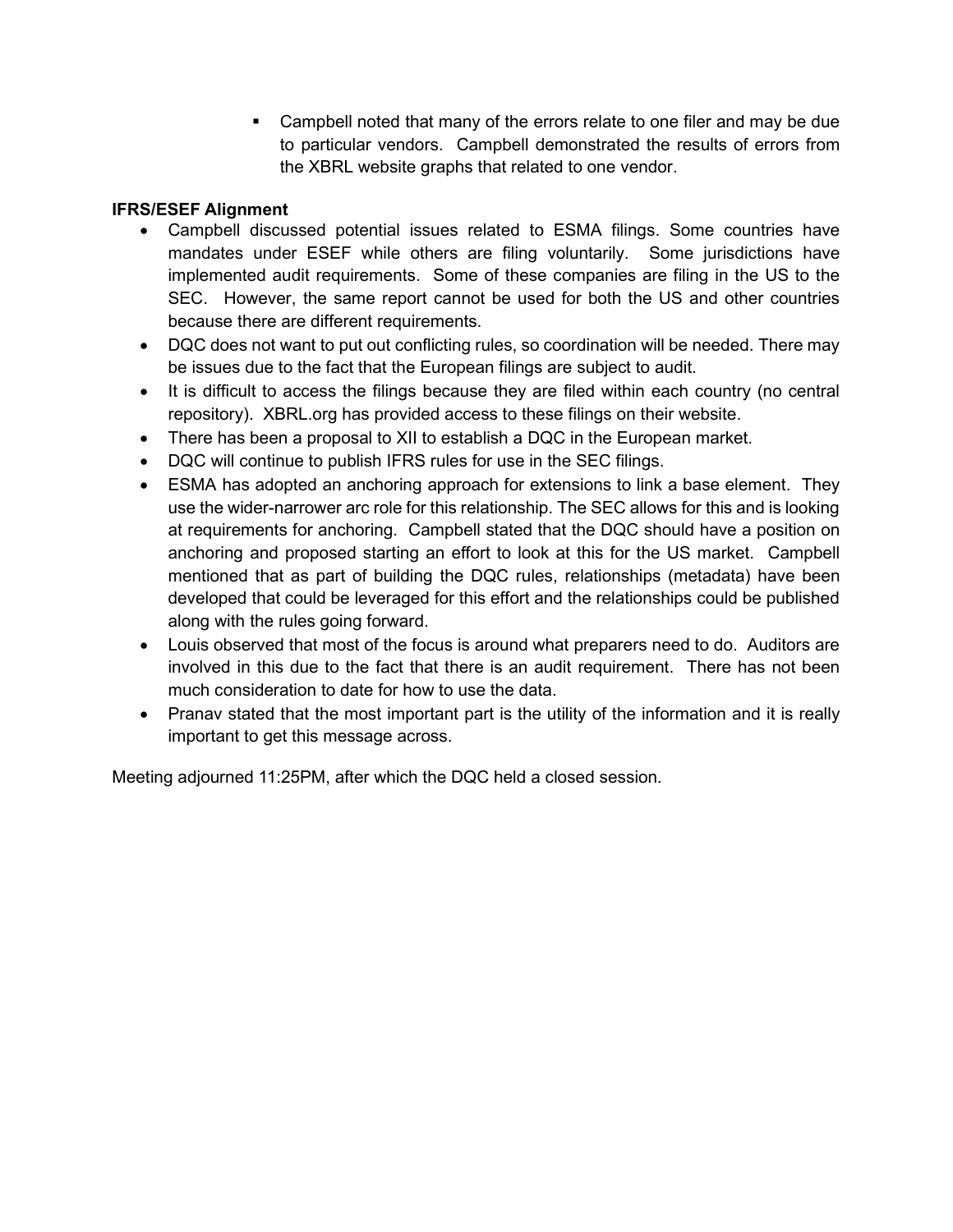- Campbell noted that many of the errors relate to one filer and may be due to particular vendors. Campbell demonstrated the results of errors from the XBRL website graphs that related to one vendor.

**IFRS/ESEF Alignment**

- Campbell discussed potential issues related to ESMA filings. Some countries have mandates under ESEF while others are filing voluntarily. Some jurisdictions have implemented audit requirements. Some of these companies are filing in the US to the SEC. However, the same report cannot be used for both the US and other countries because there are different requirements.
- DQC does not want to put out conflicting rules, so coordination will be needed. There may be issues due to the fact that the European filings are subject to audit.
- It is difficult to access the filings because they are filed within each country (no central repository). XBRL.org has provided access to these filings on their website.
- There has been a proposal to XII to establish a DQC in the European market.
- DQC will continue to publish IFRS rules for use in the SEC filings.
- ESMA has adopted an anchoring approach for extensions to link a base element. They use the wider-narrower arc role for this relationship. The SEC allows for this and is looking at requirements for anchoring. Campbell stated that the DQC should have a position on anchoring and proposed starting an effort to look at this for the US market. Campbell mentioned that as part of building the DQC rules, relationships (metadata) have been developed that could be leveraged for this effort and the relationships could be published along with the rules going forward.
- Louis observed that most of the focus is around what preparers need to do. Auditors are involved in this due to the fact that there is an audit requirement. There has not been much consideration to date for how to use the data.
- Pranav stated that the most important part is the utility of the information and it is really important to get this message across.

Meeting adjourned 11:25PM, after which the DQC held a closed session.